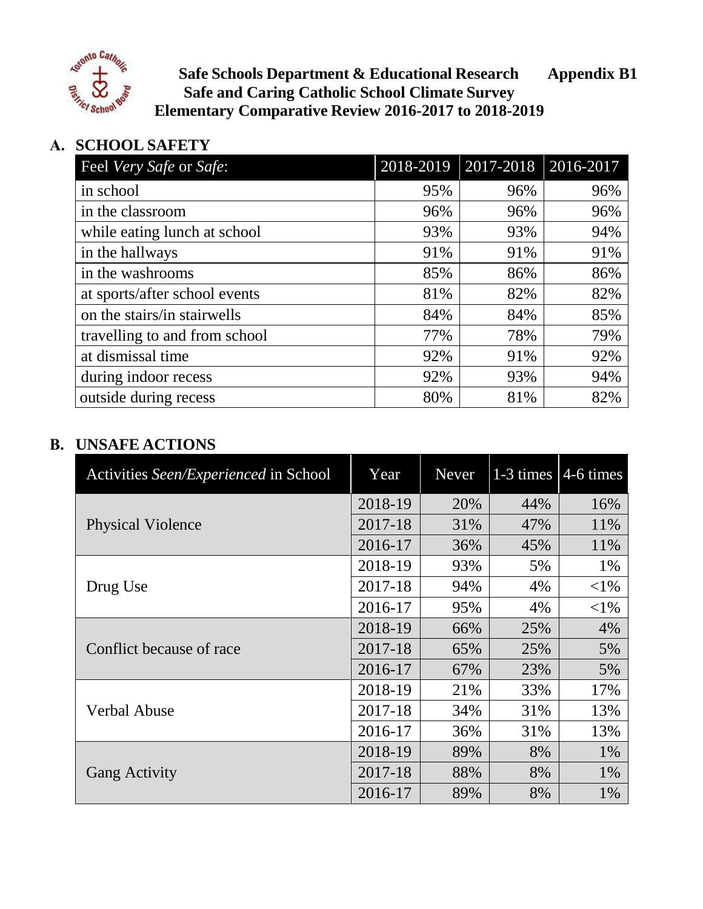**Safe Schools Department & Educational Research** **Appendix B1**

**Safe and Caring Catholic School Climate Survey**

**Elementary Comparative Review 2016-2017 to 2018-2019**

## A. SCHOOL SAFETY

| Feel *Very Safe* or *Safe*: | 2018-2019 | 2017-2018 | 2016-2017 |
|---|---|---|---|
| in school | 95% | 96% | 96% |
| in the classroom | 96% | 96% | 96% |
| while eating lunch at school | 93% | 93% | 94% |
| in the hallways | 91% | 91% | 91% |
| in the washrooms | 85% | 86% | 86% |
| at sports/after school events | 81% | 82% | 82% |
| on the stairs/in stairwells | 84% | 84% | 85% |
| travelling to and from school | 77% | 78% | 79% |
| at dismissal time | 92% | 91% | 92% |
| during indoor recess | 92% | 93% | 94% |
| outside during recess | 80% | 81% | 82% |

## B. UNSAFE ACTIONS

| Activities *Seen/Experienced* in School | Year | Never | 1-3 times | 4-6 times |
|---|---|---|---|---|
| Physical Violence | 2018-19 | 20% | 44% | 16% |
| | 2017-18 | 31% | 47% | 11% |
| | 2016-17 | 36% | 45% | 11% |
| Drug Use | 2018-19 | 93% | 5% | 1% |
| | 2017-18 | 94% | 4% | <1% |
| | 2016-17 | 95% | 4% | <1% |
| Conflict because of race | 2018-19 | 66% | 25% | 4% |
| | 2017-18 | 65% | 25% | 5% |
| | 2016-17 | 67% | 23% | 5% |
| Verbal Abuse | 2018-19 | 21% | 33% | 17% |
| | 2017-18 | 34% | 31% | 13% |
| | 2016-17 | 36% | 31% | 13% |
| Gang Activity | 2018-19 | 89% | 8% | 1% |
| | 2017-18 | 88% | 8% | 1% |
| | 2016-17 | 89% | 8% | 1% |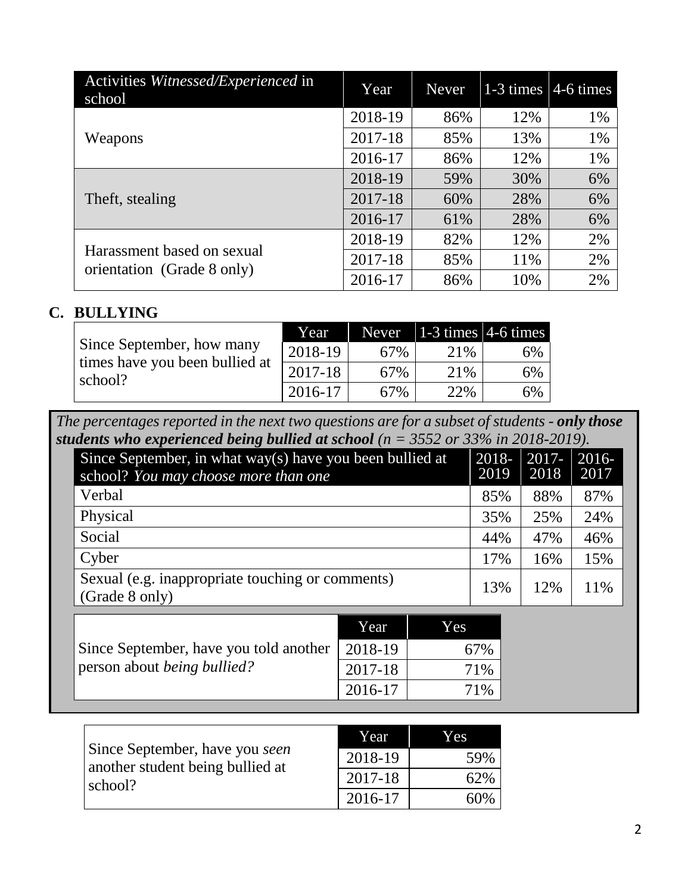| Activities *Witnessed/Experienced* in school | Year | Never | 1-3 times | 4-6 times |
|---|---|---|---|---|
| Weapons | 2018-19 | 86% | 12% | 1% |
| | 2017-18 | 85% | 13% | 1% |
| | 2016-17 | 86% | 12% | 1% |
| Theft, stealing | 2018-19 | 59% | 30% | 6% |
| | 2017-18 | 60% | 28% | 6% |
| | 2016-17 | 61% | 28% | 6% |
| Harassment based on sexual orientation (Grade 8 only) | 2018-19 | 82% | 12% | 2% |
| | 2017-18 | 85% | 11% | 2% |
| | 2016-17 | 86% | 10% | 2% |

## C. BULLYING

| Since September, how many times have you been bullied at school? | Year | Never | 1-3 times | 4-6 times |
|---|---|---|---|---|
| | 2018-19 | 67% | 21% | 6% |
| | 2017-18 | 67% | 21% | 6% |
| | 2016-17 | 67% | 22% | 6% |

*The percentages reported in the next two questions are for a subset of students - **only those students who experienced being bullied at school** (n = 3552 or 33% in 2018-2019).*

| Since September, in what way(s) have you been bullied at school? *You may choose more than one* | 2018-2019 | 2017-2018 | 2016-2017 |
|---|---|---|---|
| Verbal | 85% | 88% | 87% |
| Physical | 35% | 25% | 24% |
| Social | 44% | 47% | 46% |
| Cyber | 17% | 16% | 15% |
| Sexual (e.g. inappropriate touching or comments) (Grade 8 only) | 13% | 12% | 11% |

| Since September, have you told another person about *being bullied?* | Year | Yes |
|---|---|---|
| | 2018-19 | 67% |
| | 2017-18 | 71% |
| | 2016-17 | 71% |

| Since September, have you *seen* another student being bullied at school? | Year | Yes |
|---|---|---|
| | 2018-19 | 59% |
| | 2017-18 | 62% |
| | 2016-17 | 60% |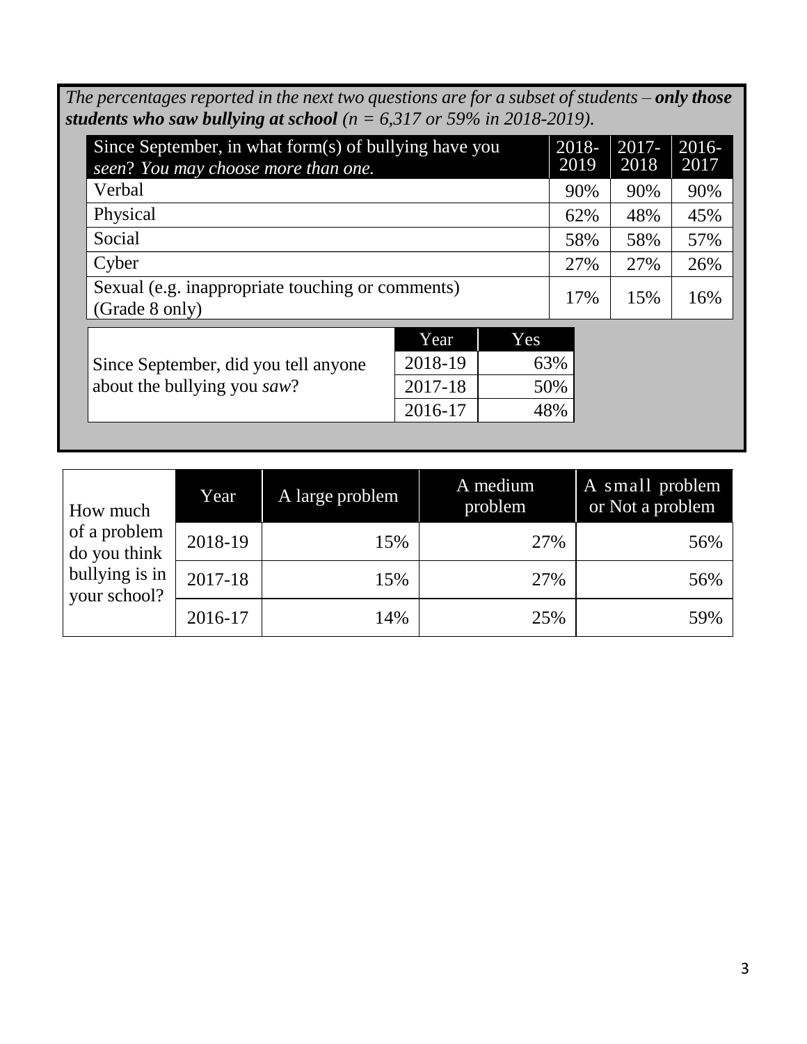*The percentages reported in the next two questions are for a subset of students – **only those students who saw bullying at school** (n = 6,317 or 59% in 2018-2019).*

| Since September, in what form(s) of bullying have you *seen*? *You may choose more than one.* | 2018-2019 | 2017-2018 | 2016-2017 |
|---|---|---|---|
| Verbal | 90% | 90% | 90% |
| Physical | 62% | 48% | 45% |
| Social | 58% | 58% | 57% |
| Cyber | 27% | 27% | 26% |
| Sexual (e.g. inappropriate touching or comments) (Grade 8 only) | 17% | 15% | 16% |

| Since September, did you tell anyone about the bullying you *saw*? | Year | Yes |
|---|---|---|
| | 2018-19 | 63% |
| | 2017-18 | 50% |
| | 2016-17 | 48% |

| How much of a problem do you think bullying is in your school? | Year | A large problem | A medium problem | A small problem or Not a problem |
|---|---|---|---|---|
| | 2018-19 | 15% | 27% | 56% |
| | 2017-18 | 15% | 27% | 56% |
| | 2016-17 | 14% | 25% | 59% |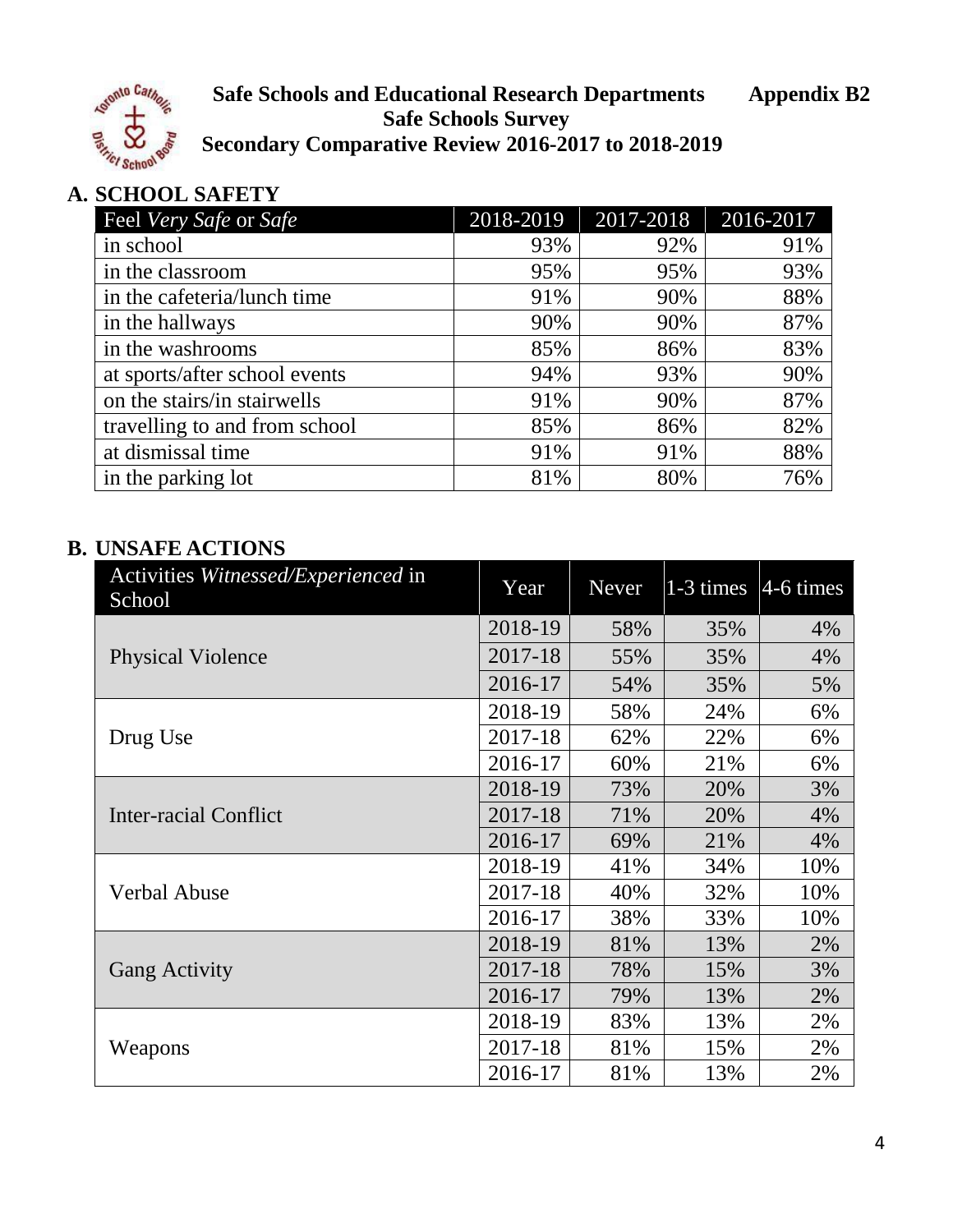**Safe Schools and Educational Research Departments** **Appendix B2**

**Safe Schools Survey**

**Secondary Comparative Review 2016-2017 to 2018-2019**

## A. SCHOOL SAFETY

| Feel *Very Safe* or *Safe* | 2018-2019 | 2017-2018 | 2016-2017 |
|---|---|---|---|
| in school | 93% | 92% | 91% |
| in the classroom | 95% | 95% | 93% |
| in the cafeteria/lunch time | 91% | 90% | 88% |
| in the hallways | 90% | 90% | 87% |
| in the washrooms | 85% | 86% | 83% |
| at sports/after school events | 94% | 93% | 90% |
| on the stairs/in stairwells | 91% | 90% | 87% |
| travelling to and from school | 85% | 86% | 82% |
| at dismissal time | 91% | 91% | 88% |
| in the parking lot | 81% | 80% | 76% |

## B. UNSAFE ACTIONS

| Activities *Witnessed/Experienced* in School | Year | Never | 1-3 times | 4-6 times |
|---|---|---|---|---|
| Physical Violence | 2018-19 | 58% | 35% | 4% |
| | 2017-18 | 55% | 35% | 4% |
| | 2016-17 | 54% | 35% | 5% |
| Drug Use | 2018-19 | 58% | 24% | 6% |
| | 2017-18 | 62% | 22% | 6% |
| | 2016-17 | 60% | 21% | 6% |
| Inter-racial Conflict | 2018-19 | 73% | 20% | 3% |
| | 2017-18 | 71% | 20% | 4% |
| | 2016-17 | 69% | 21% | 4% |
| Verbal Abuse | 2018-19 | 41% | 34% | 10% |
| | 2017-18 | 40% | 32% | 10% |
| | 2016-17 | 38% | 33% | 10% |
| Gang Activity | 2018-19 | 81% | 13% | 2% |
| | 2017-18 | 78% | 15% | 3% |
| | 2016-17 | 79% | 13% | 2% |
| Weapons | 2018-19 | 83% | 13% | 2% |
| | 2017-18 | 81% | 15% | 2% |
| | 2016-17 | 81% | 13% | 2% |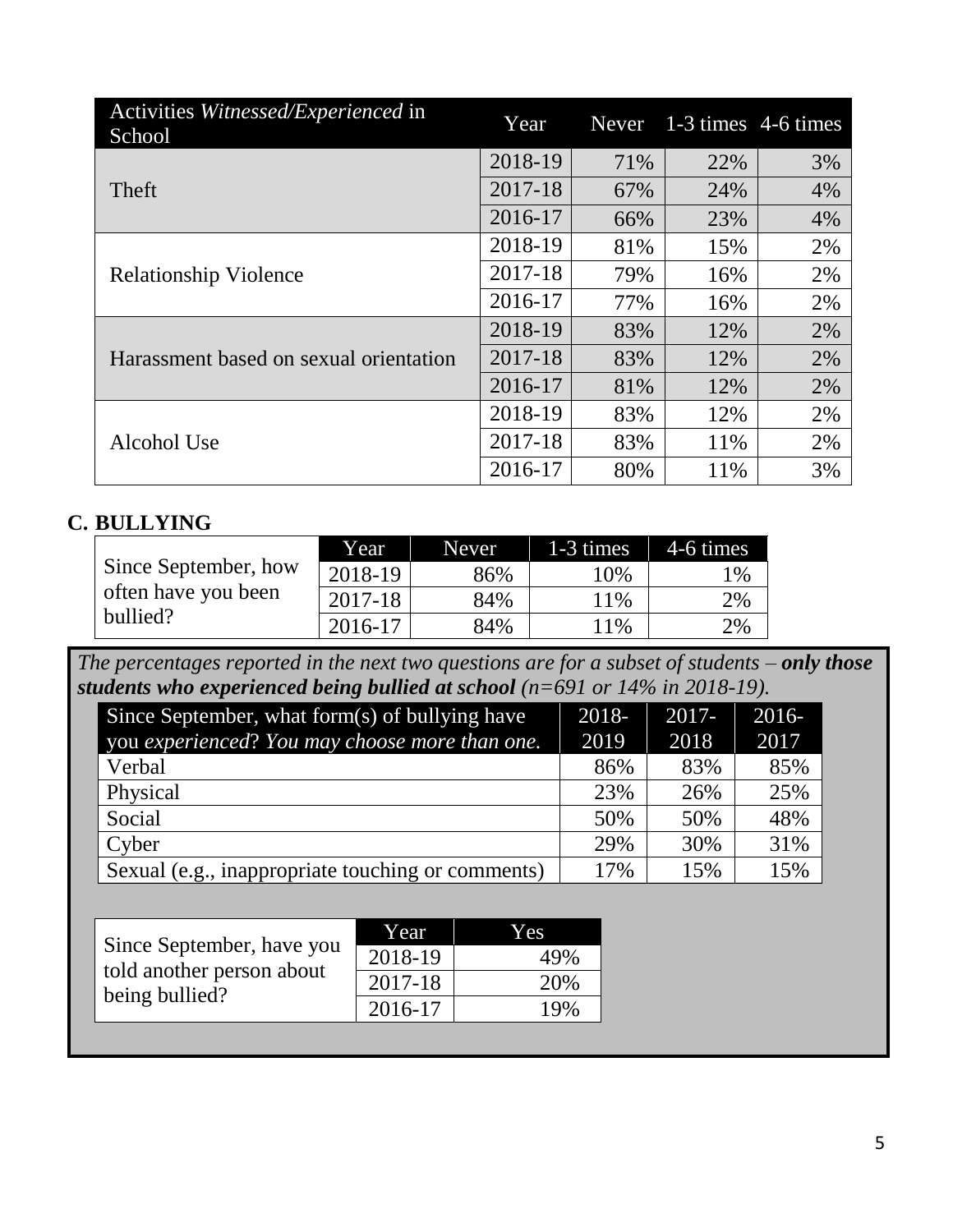| Activities *Witnessed/Experienced* in School | Year | Never | 1-3 times | 4-6 times |
|---|---|---|---|---|
| Theft | 2018-19 | 71% | 22% | 3% |
| | 2017-18 | 67% | 24% | 4% |
| | 2016-17 | 66% | 23% | 4% |
| Relationship Violence | 2018-19 | 81% | 15% | 2% |
| | 2017-18 | 79% | 16% | 2% |
| | 2016-17 | 77% | 16% | 2% |
| Harassment based on sexual orientation | 2018-19 | 83% | 12% | 2% |
| | 2017-18 | 83% | 12% | 2% |
| | 2016-17 | 81% | 12% | 2% |
| Alcohol Use | 2018-19 | 83% | 12% | 2% |
| | 2017-18 | 83% | 11% | 2% |
| | 2016-17 | 80% | 11% | 3% |

## C. BULLYING

| | Year | Never | 1-3 times | 4-6 times |
|---|---|---|---|---|
| Since September, how often have you been bullied? | 2018-19 | 86% | 10% | 1% |
| | 2017-18 | 84% | 11% | 2% |
| | 2016-17 | 84% | 11% | 2% |

*The percentages reported in the next two questions are for a subset of students – **only those students who experienced being bullied at school** (n=691 or 14% in 2018-19).*

| Since September, what form(s) of bullying have you *experienced*? *You may choose more than one.* | 2018-2019 | 2017-2018 | 2016-2017 |
|---|---|---|---|
| Verbal | 86% | 83% | 85% |
| Physical | 23% | 26% | 25% |
| Social | 50% | 50% | 48% |
| Cyber | 29% | 30% | 31% |
| Sexual (e.g., inappropriate touching or comments) | 17% | 15% | 15% |

| | Year | Yes |
|---|---|---|
| Since September, have you told another person about being bullied? | 2018-19 | 49% |
| | 2017-18 | 20% |
| | 2016-17 | 19% |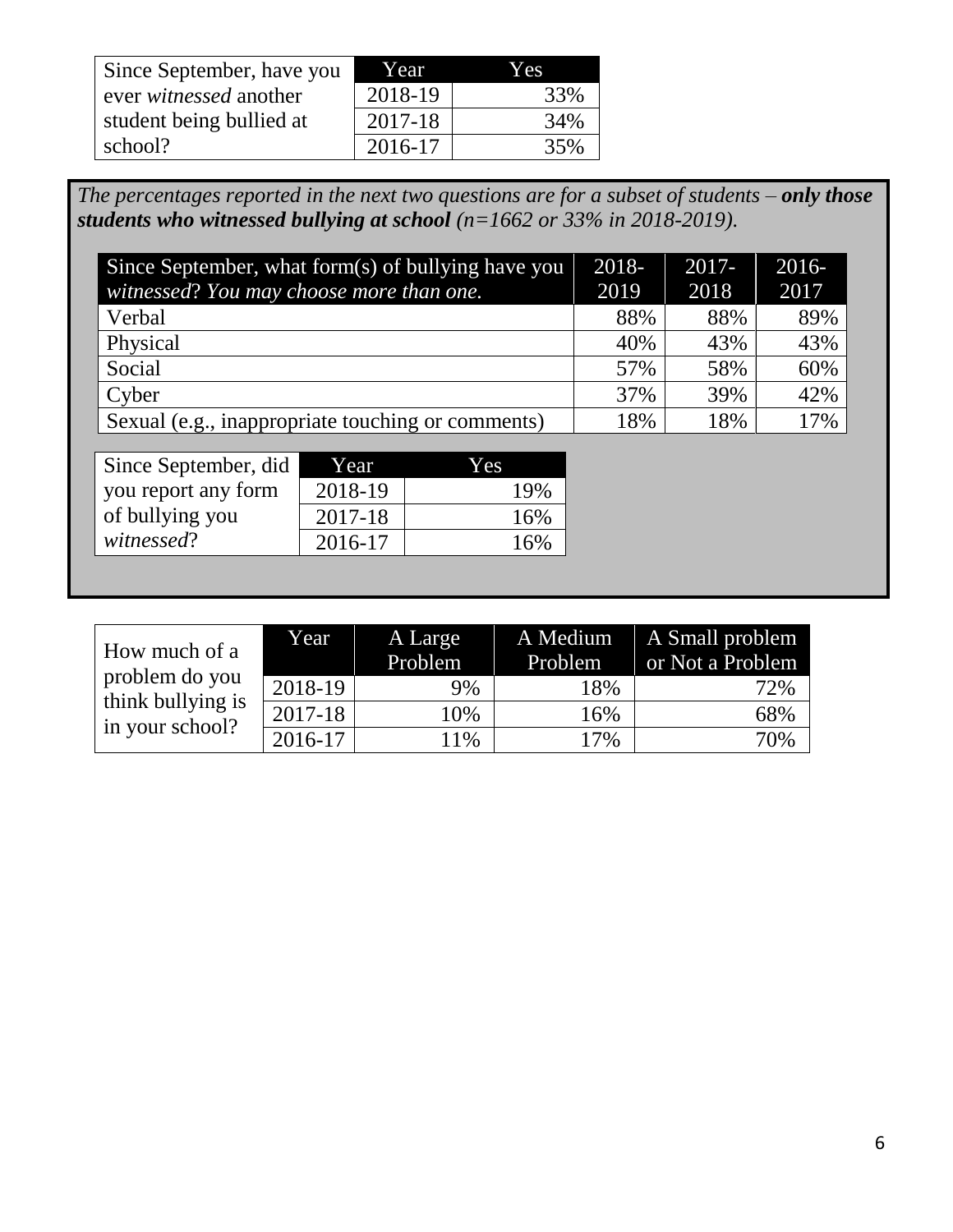| Since September, have you ever *witnessed* another student being bullied at school? | Year | Yes |
|---|---|---|
| | 2018-19 | 33% |
| | 2017-18 | 34% |
| | 2016-17 | 35% |

*The percentages reported in the next two questions are for a subset of students –* ***only those students who witnessed bullying at school*** *(n=1662 or 33% in 2018-2019).*

| Since September, what form(s) of bullying have you *witnessed*? You may choose more than one. | 2018-2019 | 2017-2018 | 2016-2017 |
|---|---|---|---|
| Verbal | 88% | 88% | 89% |
| Physical | 40% | 43% | 43% |
| Social | 57% | 58% | 60% |
| Cyber | 37% | 39% | 42% |
| Sexual (e.g., inappropriate touching or comments) | 18% | 18% | 17% |

| Since September, did you report any form of bullying you *witnessed*? | Year | Yes |
|---|---|---|
| | 2018-19 | 19% |
| | 2017-18 | 16% |
| | 2016-17 | 16% |

| How much of a problem do you think bullying is in your school? | Year | A Large Problem | A Medium Problem | A Small problem or Not a Problem |
|---|---|---|---|---|
| | 2018-19 | 9% | 18% | 72% |
| | 2017-18 | 10% | 16% | 68% |
| | 2016-17 | 11% | 17% | 70% |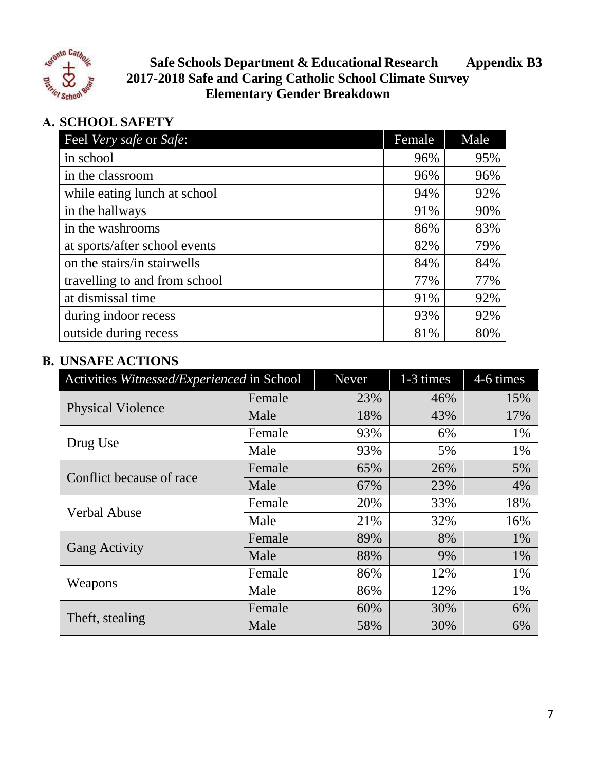**Safe Schools Department & Educational Research** **Appendix B3**

**2017-2018 Safe and Caring Catholic School Climate Survey**

**Elementary Gender Breakdown**

## A. SCHOOL SAFETY

| Feel *Very safe* or *Safe*: | Female | Male |
|---|---|---|
| in school | 96% | 95% |
| in the classroom | 96% | 96% |
| while eating lunch at school | 94% | 92% |
| in the hallways | 91% | 90% |
| in the washrooms | 86% | 83% |
| at sports/after school events | 82% | 79% |
| on the stairs/in stairwells | 84% | 84% |
| travelling to and from school | 77% | 77% |
| at dismissal time | 91% | 92% |
| during indoor recess | 93% | 92% |
| outside during recess | 81% | 80% |

## B. UNSAFE ACTIONS

| Activities *Witnessed/Experienced* in School | | Never | 1-3 times | 4-6 times |
|---|---|---|---|---|
| Physical Violence | Female | 23% | 46% | 15% |
| | Male | 18% | 43% | 17% |
| Drug Use | Female | 93% | 6% | 1% |
| | Male | 93% | 5% | 1% |
| Conflict because of race | Female | 65% | 26% | 5% |
| | Male | 67% | 23% | 4% |
| Verbal Abuse | Female | 20% | 33% | 18% |
| | Male | 21% | 32% | 16% |
| Gang Activity | Female | 89% | 8% | 1% |
| | Male | 88% | 9% | 1% |
| Weapons | Female | 86% | 12% | 1% |
| | Male | 86% | 12% | 1% |
| Theft, stealing | Female | 60% | 30% | 6% |
| | Male | 58% | 30% | 6% |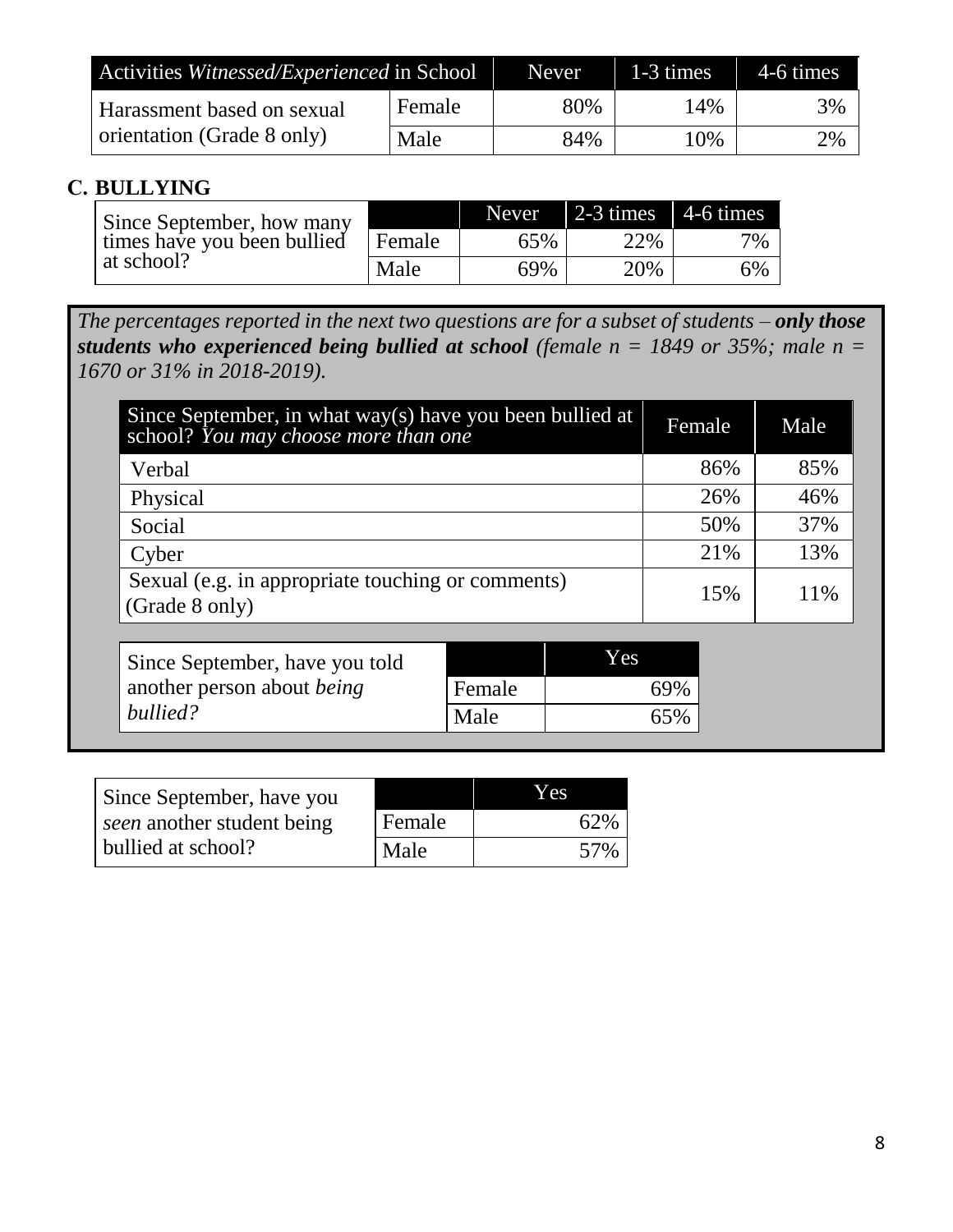| Activities *Witnessed/Experienced* in School | | Never | 1-3 times | 4-6 times |
|---|---|---|---|---|
| Harassment based on sexual orientation (Grade 8 only) | Female | 80% | 14% | 3% |
| | Male | 84% | 10% | 2% |

## C. BULLYING

| Since September, how many times have you been bullied at school? | | Never | 2-3 times | 4-6 times |
|---|---|---|---|---|
| | Female | 65% | 22% | 7% |
| | Male | 69% | 20% | 6% |

*The percentages reported in the next two questions are for a subset of students – **only those students who experienced being bullied at school** (female n = 1849 or 35%; male n = 1670 or 31% in 2018-2019).*

| Since September, in what way(s) have you been bullied at school? *You may choose more than one* | Female | Male |
|---|---|---|
| Verbal | 86% | 85% |
| Physical | 26% | 46% |
| Social | 50% | 37% |
| Cyber | 21% | 13% |
| Sexual (e.g. in appropriate touching or comments) (Grade 8 only) | 15% | 11% |

| Since September, have you told another person about *being bullied?* | | Yes |
|---|---|---|
| | Female | 69% |
| | Male | 65% |

| Since September, have you *seen* another student being bullied at school? | | Yes |
|---|---|---|
| | Female | 62% |
| | Male | 57% |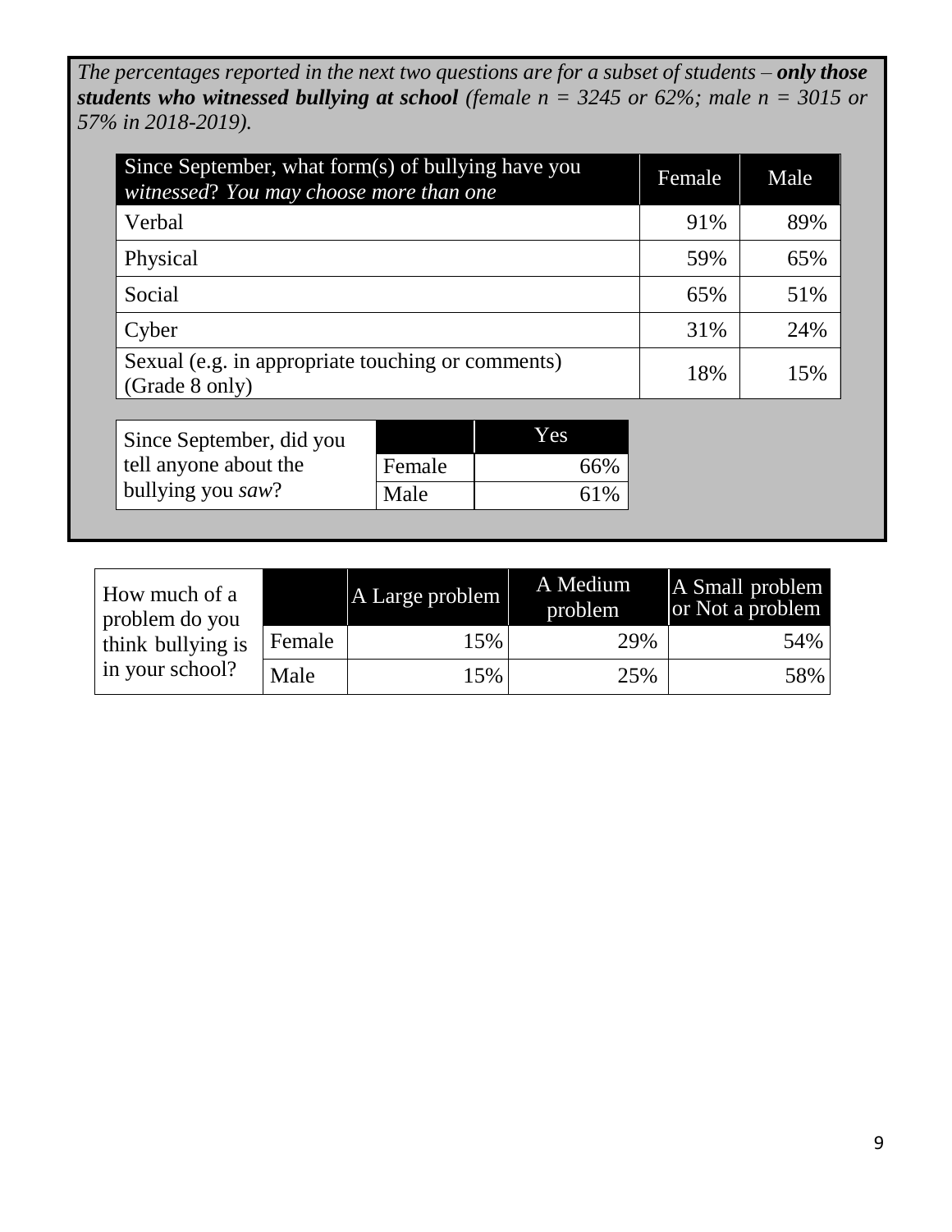*The percentages reported in the next two questions are for a subset of students – **only those students who witnessed bullying at school** (female n = 3245 or 62%; male n = 3015 or 57% in 2018-2019).*

| Since September, what form(s) of bullying have you *witnessed? You may choose more than one* | Female | Male |
|---|---|---|
| Verbal | 91% | 89% |
| Physical | 59% | 65% |
| Social | 65% | 51% |
| Cyber | 31% | 24% |
| Sexual (e.g. in appropriate touching or comments) (Grade 8 only) | 18% | 15% |

| Since September, did you tell anyone about the bullying you *saw*? | | Yes |
|---|---|---|
| | Female | 66% |
| | Male | 61% |

| How much of a problem do you think bullying is in your school? | | A Large problem | A Medium problem | A Small problem or Not a problem |
|---|---|---|---|---|
| | Female | 15% | 29% | 54% |
| | Male | 15% | 25% | 58% |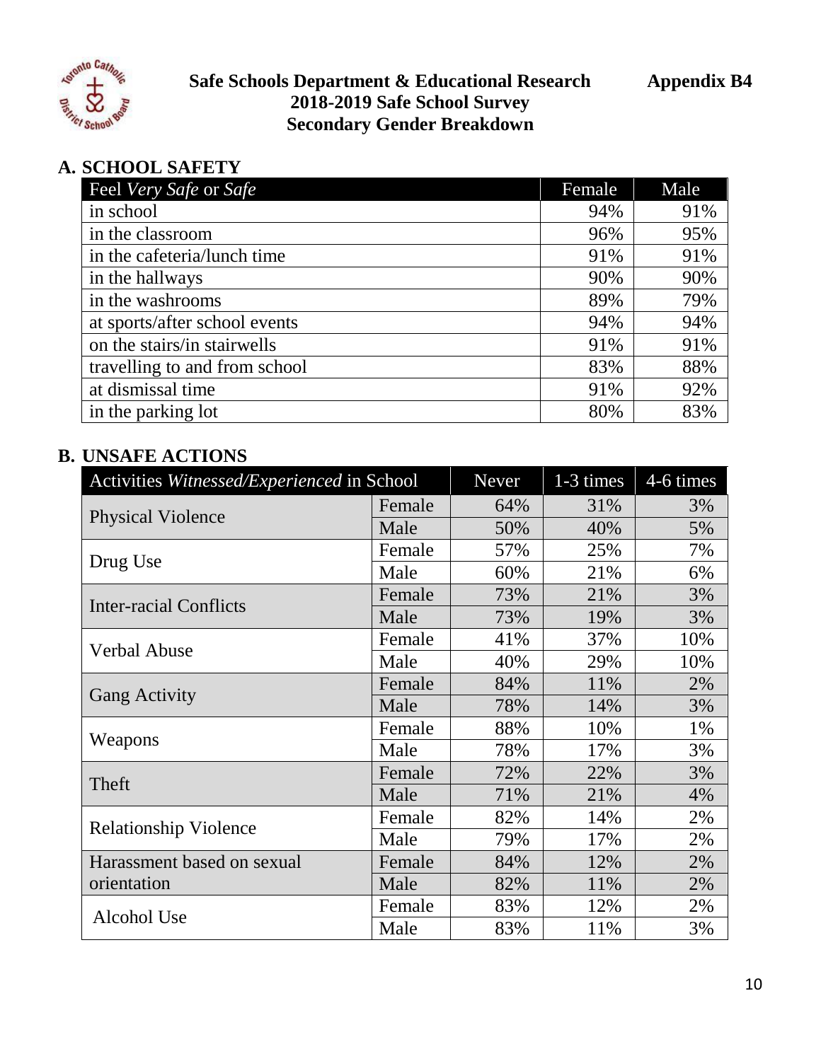**Safe Schools Department & Educational Research**
**2018-2019 Safe School Survey**
**Secondary Gender Breakdown**

**Appendix B4**

## A. SCHOOL SAFETY

| Feel *Very Safe* or *Safe* | Female | Male |
|---|---|---|
| in school | 94% | 91% |
| in the classroom | 96% | 95% |
| in the cafeteria/lunch time | 91% | 91% |
| in the hallways | 90% | 90% |
| in the washrooms | 89% | 79% |
| at sports/after school events | 94% | 94% |
| on the stairs/in stairwells | 91% | 91% |
| travelling to and from school | 83% | 88% |
| at dismissal time | 91% | 92% |
| in the parking lot | 80% | 83% |

## B. UNSAFE ACTIONS

| Activities *Witnessed/Experienced* in School | | Never | 1-3 times | 4-6 times |
|---|---|---|---|---|
| Physical Violence | Female | 64% | 31% | 3% |
| | Male | 50% | 40% | 5% |
| Drug Use | Female | 57% | 25% | 7% |
| | Male | 60% | 21% | 6% |
| Inter-racial Conflicts | Female | 73% | 21% | 3% |
| | Male | 73% | 19% | 3% |
| Verbal Abuse | Female | 41% | 37% | 10% |
| | Male | 40% | 29% | 10% |
| Gang Activity | Female | 84% | 11% | 2% |
| | Male | 78% | 14% | 3% |
| Weapons | Female | 88% | 10% | 1% |
| | Male | 78% | 17% | 3% |
| Theft | Female | 72% | 22% | 3% |
| | Male | 71% | 21% | 4% |
| Relationship Violence | Female | 82% | 14% | 2% |
| | Male | 79% | 17% | 2% |
| Harassment based on sexual orientation | Female | 84% | 12% | 2% |
| | Male | 82% | 11% | 2% |
| Alcohol Use | Female | 83% | 12% | 2% |
| | Male | 83% | 11% | 3% |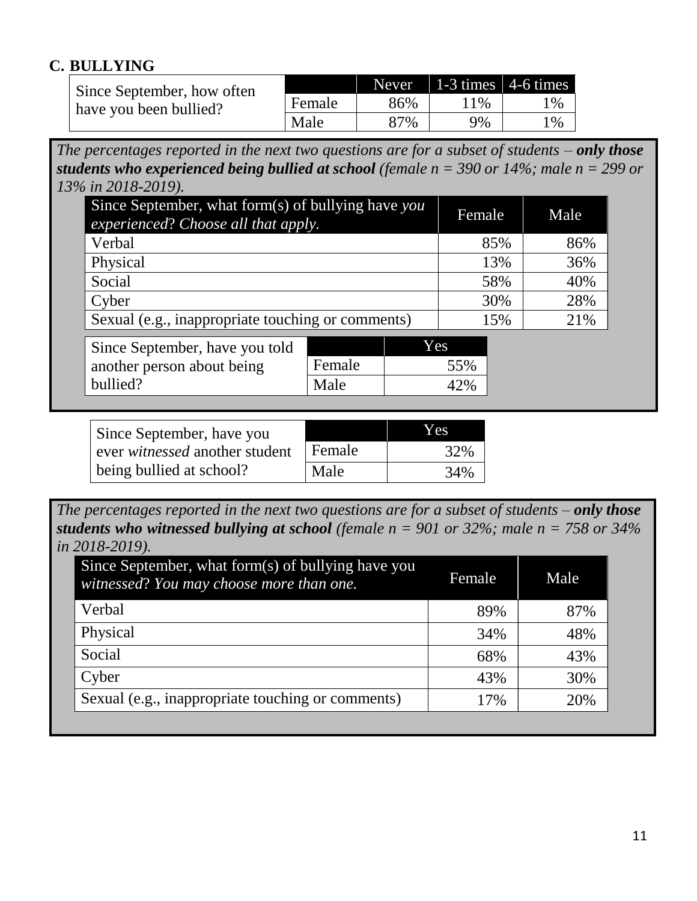## C. BULLYING

| Since September, how often have you been bullied? | | Never | 1-3 times | 4-6 times |
|---|---|---|---|---|
| | Female | 86% | 11% | 1% |
| | Male | 87% | 9% | 1% |

*The percentages reported in the next two questions are for a subset of students – **only those students who experienced being bullied at school** (female n = 390 or 14%; male n = 299 or 13% in 2018-2019).*

| Since September, what form(s) of bullying have *you experienced*? *Choose all that apply.* | Female | Male |
|---|---|---|
| Verbal | 85% | 86% |
| Physical | 13% | 36% |
| Social | 58% | 40% |
| Cyber | 30% | 28% |
| Sexual (e.g., inappropriate touching or comments) | 15% | 21% |

| Since September, have you told another person about being bullied? | | Yes |
|---|---|---|
| | Female | 55% |
| | Male | 42% |

| Since September, have you ever *witnessed* another student being bullied at school? | | Yes |
|---|---|---|
| | Female | 32% |
| | Male | 34% |

*The percentages reported in the next two questions are for a subset of students – **only those students who witnessed bullying at school** (female n = 901 or 32%; male n = 758 or 34% in 2018-2019).*

| Since September, what form(s) of bullying have you *witnessed*? *You may choose more than one.* | Female | Male |
|---|---|---|
| Verbal | 89% | 87% |
| Physical | 34% | 48% |
| Social | 68% | 43% |
| Cyber | 43% | 30% |
| Sexual (e.g., inappropriate touching or comments) | 17% | 20% |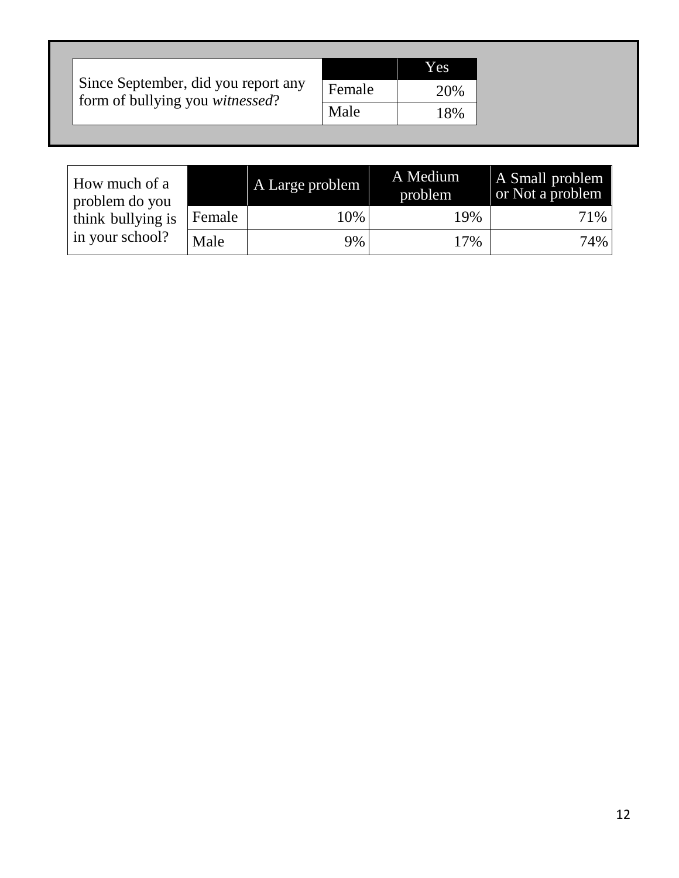| Since September, did you report any form of bullying you *witnessed*? | | Yes |
|---|---|---|
| | Female | 20% |
| | Male | 18% |

| How much of a problem do you think bullying is in your school? | | A Large problem | A Medium problem | A Small problem or Not a problem |
|---|---|---|---|---|
| | Female | 10% | 19% | 71% |
| | Male | 9% | 17% | 74% |